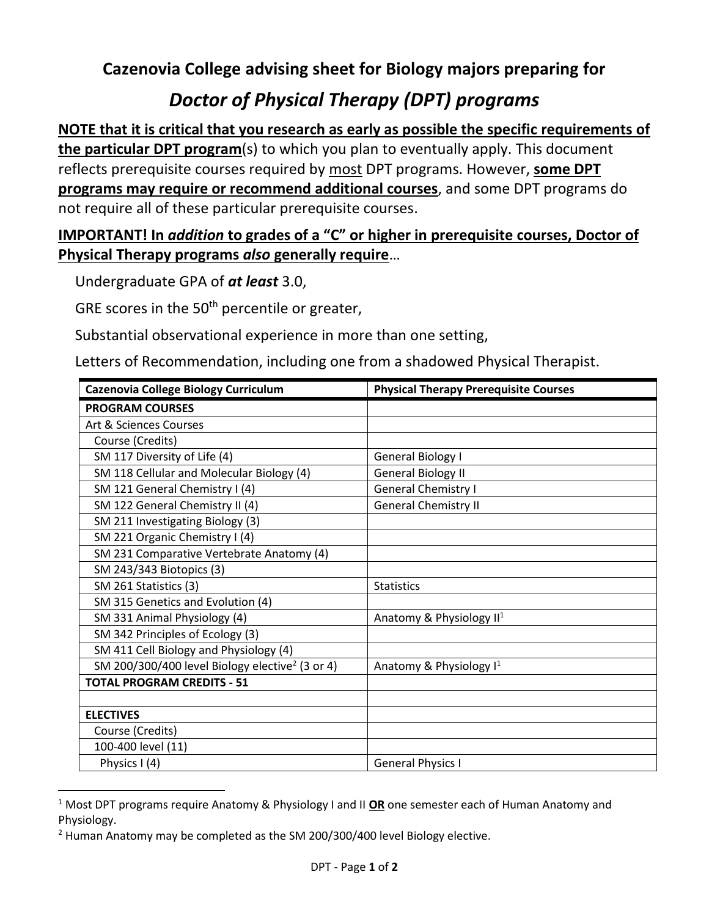# Cazenovia College advising sheet for Biology majors preparing for

## *Doctor of Physical Therapy (DPT) programs*

**NOTE that it is critical that you research as early as possible the specific requirements of the particular DPT program**(s) to which you plan to eventually apply. This document reflects prerequisite courses required by most DPT programs. However, **some DPT programs may require or recommend additional courses**, and some DPT programs do not require all of these particular prerequisite courses.

**IMPORTANT! In *addition* to grades of a "C" or higher in prerequisite courses, Doctor of Physical Therapy programs *also* generally require**…

Undergraduate GPA of ***at least*** 3.0,

GRE scores in the 50th percentile or greater,

Substantial observational experience in more than one setting,

Letters of Recommendation, including one from a shadowed Physical Therapist.

| Cazenovia College Biology Curriculum | Physical Therapy Prerequisite Courses |
|---|---|
| **PROGRAM COURSES** | |
| Art & Sciences Courses | |
| Course (Credits) | |
| SM 117 Diversity of Life (4) | General Biology I |
| SM 118 Cellular and Molecular Biology (4) | General Biology II |
| SM 121 General Chemistry I (4) | General Chemistry I |
| SM 122 General Chemistry II (4) | General Chemistry II |
| SM 211 Investigating Biology (3) | |
| SM 221 Organic Chemistry I (4) | |
| SM 231 Comparative Vertebrate Anatomy (4) | |
| SM 243/343 Biotopics (3) | |
| SM 261 Statistics (3) | Statistics |
| SM 315 Genetics and Evolution (4) | |
| SM 331 Animal Physiology (4) | Anatomy & Physiology II[1] |
| SM 342 Principles of Ecology (3) | |
| SM 411 Cell Biology and Physiology (4) | |
| SM 200/300/400 level Biology elective[2] (3 or 4) | Anatomy & Physiology I[1] |
| **TOTAL PROGRAM CREDITS - 51** | |
| | |
| **ELECTIVES** | |
| Course (Credits) | |
| 100-400 level (11) | |
| Physics I (4) | General Physics I |

[1] Most DPT programs require Anatomy & Physiology I and II **OR** one semester each of Human Anatomy and Physiology.

[2] Human Anatomy may be completed as the SM 200/300/400 level Biology elective.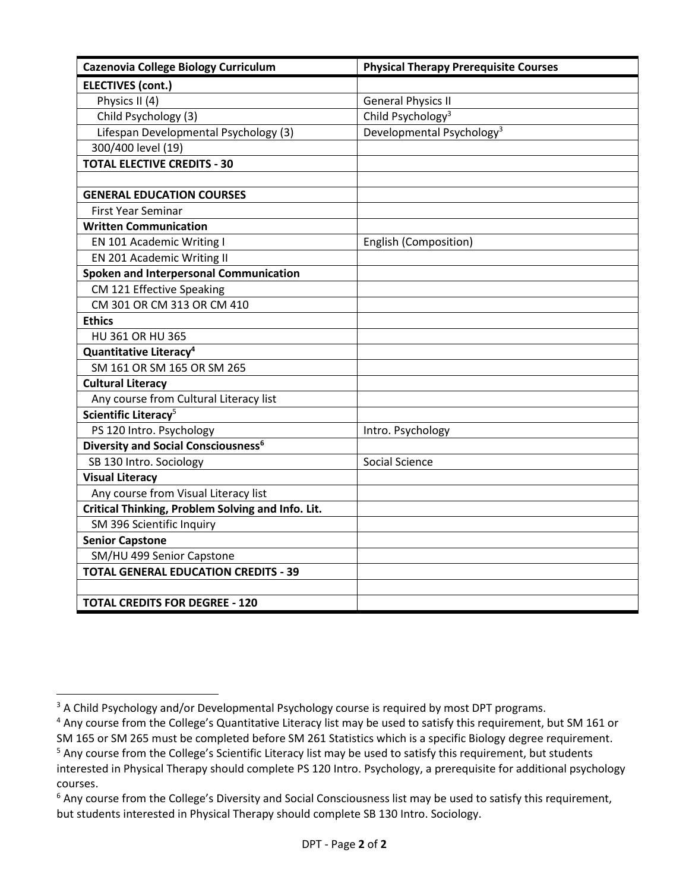| **Cazenovia College Biology Curriculum** | **Physical Therapy Prerequisite Courses** |
|---|---|
| **ELECTIVES (cont.)** | |
| Physics II (4) | General Physics II |
| Child Psychology (3) | Child Psychology[3] |
| Lifespan Developmental Psychology (3) | Developmental Psychology[3] |
| 300/400 level (19) | |
| **TOTAL ELECTIVE CREDITS - 30** | |
| | |
| **GENERAL EDUCATION COURSES** | |
| First Year Seminar | |
| **Written Communication** | |
| EN 101 Academic Writing I | English (Composition) |
| EN 201 Academic Writing II | |
| **Spoken and Interpersonal Communication** | |
| CM 121 Effective Speaking | |
| CM 301 OR CM 313 OR CM 410 | |
| **Ethics** | |
| HU 361 OR HU 365 | |
| **Quantitative Literacy[4]** | |
| SM 161 OR SM 165 OR SM 265 | |
| **Cultural Literacy** | |
| Any course from Cultural Literacy list | |
| **Scientific Literacy[5]** | |
| PS 120 Intro. Psychology | Intro. Psychology |
| **Diversity and Social Consciousness[6]** | |
| SB 130 Intro. Sociology | Social Science |
| **Visual Literacy** | |
| Any course from Visual Literacy list | |
| **Critical Thinking, Problem Solving and Info. Lit.** | |
| SM 396 Scientific Inquiry | |
| **Senior Capstone** | |
| SM/HU 499 Senior Capstone | |
| **TOTAL GENERAL EDUCATION CREDITS - 39** | |
| | |
| **TOTAL CREDITS FOR DEGREE - 120** | |

[3] A Child Psychology and/or Developmental Psychology course is required by most DPT programs.

[4] Any course from the College's Quantitative Literacy list may be used to satisfy this requirement, but SM 161 or SM 165 or SM 265 must be completed before SM 261 Statistics which is a specific Biology degree requirement.

[5] Any course from the College's Scientific Literacy list may be used to satisfy this requirement, but students interested in Physical Therapy should complete PS 120 Intro. Psychology, a prerequisite for additional psychology courses.

[6] Any course from the College's Diversity and Social Consciousness list may be used to satisfy this requirement, but students interested in Physical Therapy should complete SB 130 Intro. Sociology.